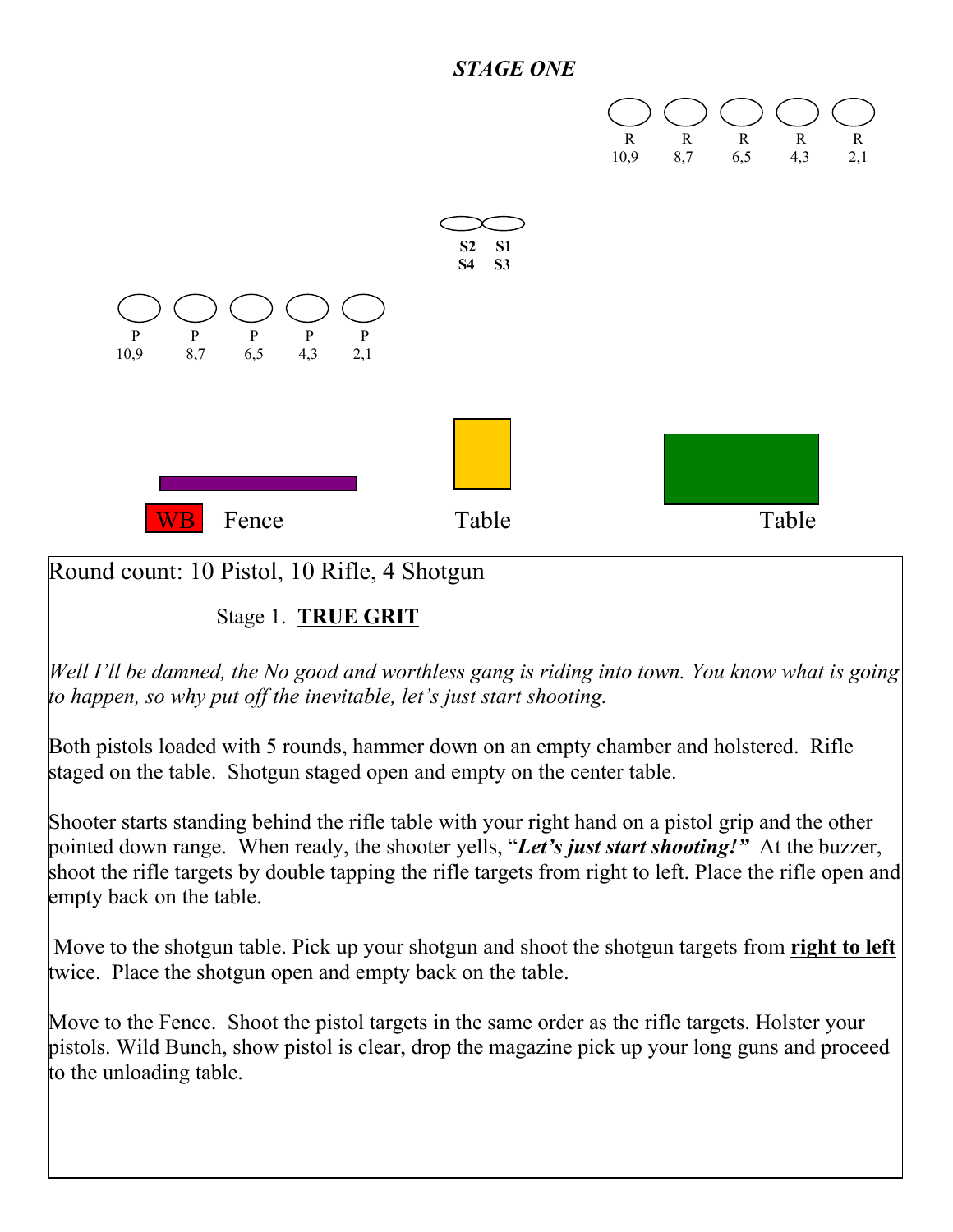***STAGE ONE***

R 10,9 | R 8,7 | R 6,5 | R 4,3 | R 2,1

**S2 S1**
**S4 S3**

P 10,9 | P 8,7 | P 6,5 | P 4,3 | P 2,1

WB Fence | Table | Table

Round count: 10 Pistol, 10 Rifle, 4 Shotgun

Stage 1. **TRUE GRIT**

*Well I'll be damned, the No good and worthless gang is riding into town. You know what is going to happen, so why put off the inevitable, let's just start shooting.*

Both pistols loaded with 5 rounds, hammer down on an empty chamber and holstered. Rifle staged on the table. Shotgun staged open and empty on the center table.

Shooter starts standing behind the rifle table with your right hand on a pistol grip and the other pointed down range. When ready, the shooter yells, "***Let's just start shooting!***" At the buzzer, shoot the rifle targets by double tapping the rifle targets from right to left. Place the rifle open and empty back on the table.

Move to the shotgun table. Pick up your shotgun and shoot the shotgun targets from **right to left** twice. Place the shotgun open and empty back on the table.

Move to the Fence. Shoot the pistol targets in the same order as the rifle targets. Holster your pistols. Wild Bunch, show pistol is clear, drop the magazine pick up your long guns and proceed to the unloading table.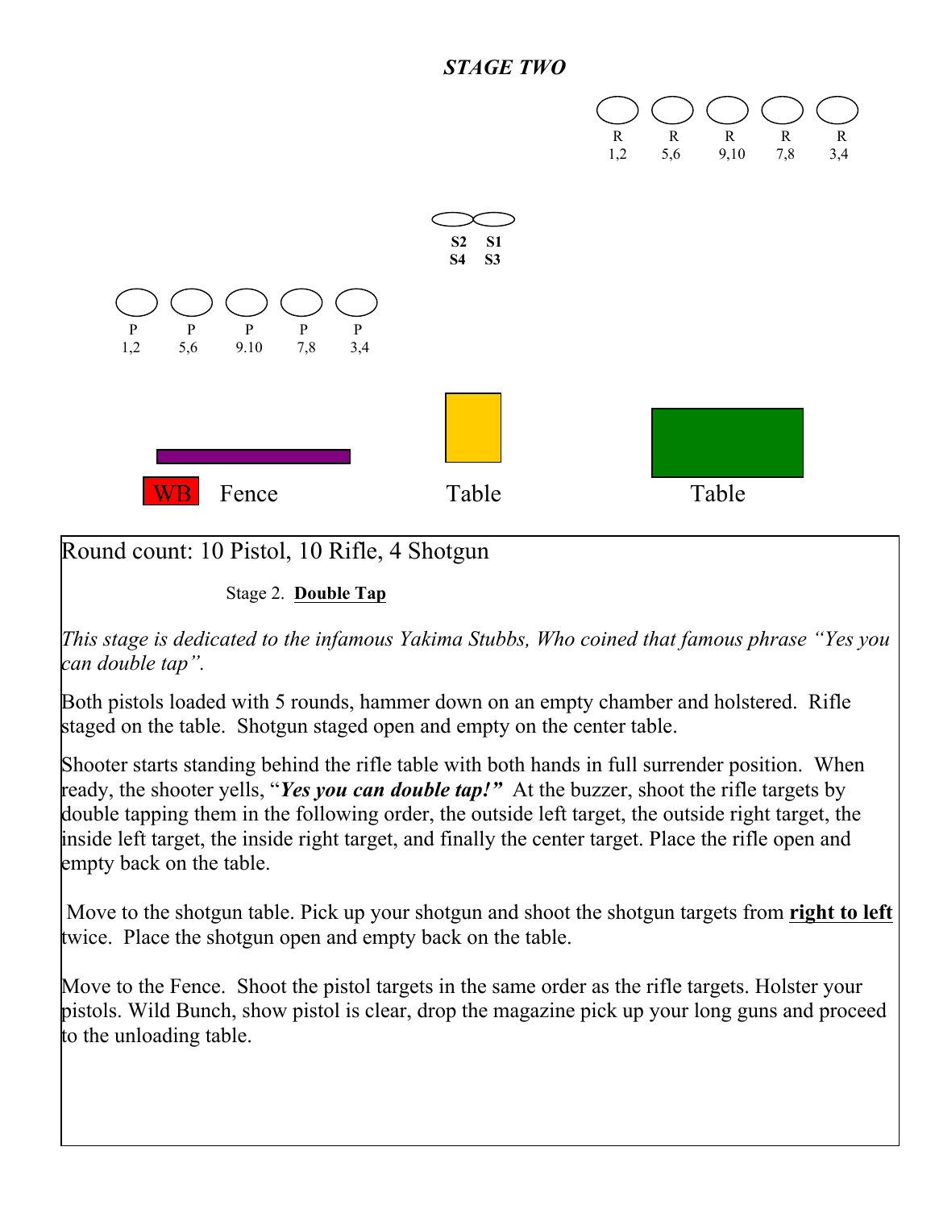# *STAGE TWO*

R 1,2 | R 5,6 | R 9,10 | R 7,8 | R 3,4

S2 S4 | S1 S3

P 1,2 | P 5,6 | P 9.10 | P 7,8 | P 3,4

WB Fence | Table | Table

Round count: 10 Pistol, 10 Rifle, 4 Shotgun

Stage 2. **Double Tap**

*This stage is dedicated to the infamous Yakima Stubbs, Who coined that famous phrase "Yes you can double tap".*

Both pistols loaded with 5 rounds, hammer down on an empty chamber and holstered. Rifle staged on the table. Shotgun staged open and empty on the center table.

Shooter starts standing behind the rifle table with both hands in full surrender position. When ready, the shooter yells, "***Yes you can double tap!"*** At the buzzer, shoot the rifle targets by double tapping them in the following order, the outside left target, the outside right target, the inside left target, the inside right, and finally the center target. Place the rifle open and empty back on the table.

Move to the shotgun table. Pick up your shotgun and shoot the shotgun targets from **right to left** twice. Place the shotgun open and empty back on the table.

Move to the Fence. Shoot the pistol targets in the same order as the rifle targets. Holster your pistols. Wild Bunch, show pistol is clear, drop the magazine pick up your long guns and proceed to the unloading table.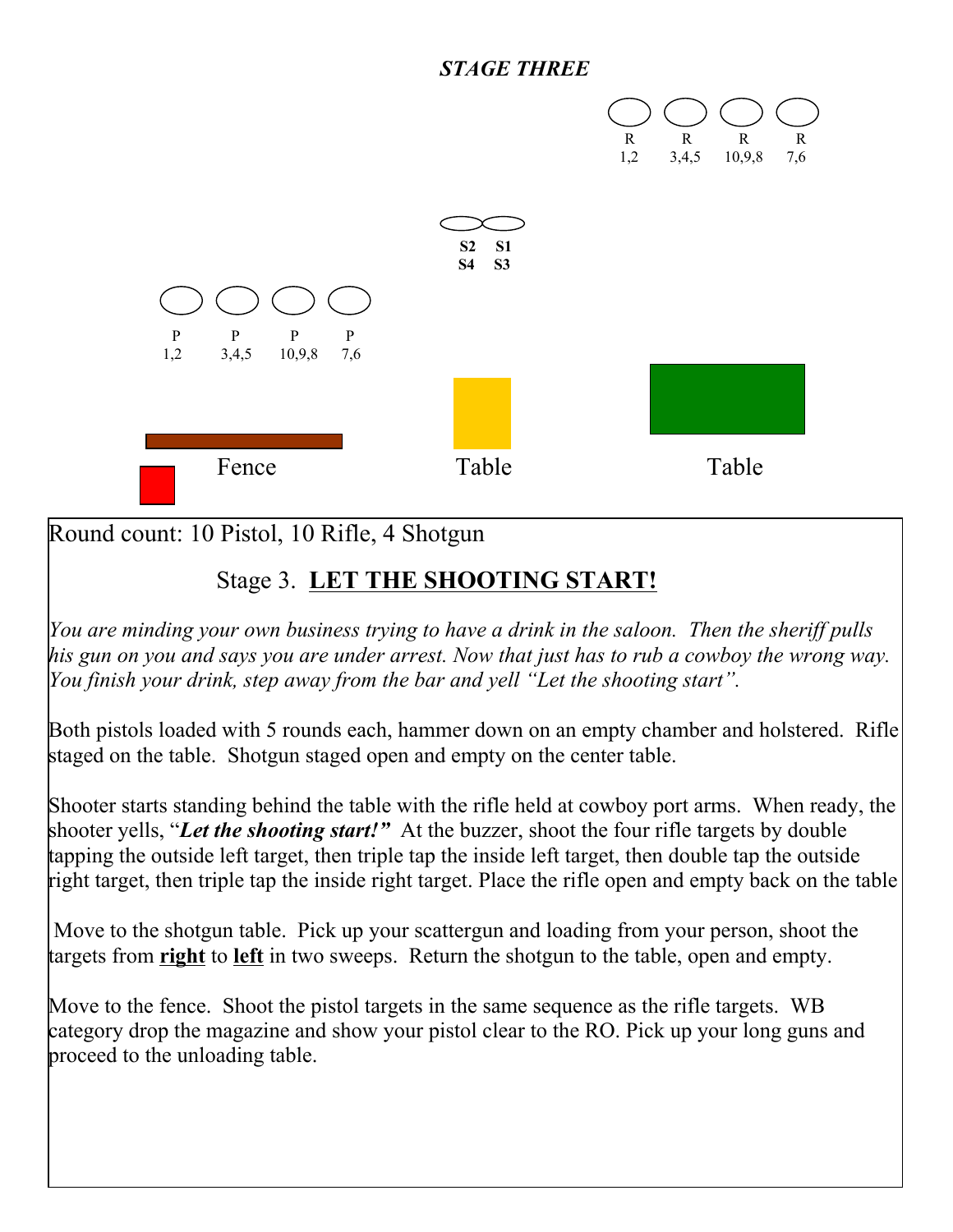*STAGE THREE*

R 1,2 | R 3,4,5 | R 10,9,8 | R 7,6

**S2 S1**
**S4 S3**

P 1,2 | P 3,4,5 | P 10,9,8 | P 7,6

Fence | Table | Table

Round count: 10 Pistol, 10 Rifle, 4 Shotgun

## Stage 3. <u>**LET THE SHOOTING START!**</u>

*You are minding your own business trying to have a drink in the saloon. Then the sheriff pulls his gun on you and says you are under arrest. Now that just has to rub a cowboy the wrong way. You finish your drink, step away from the bar and yell "Let the shooting start".*

Both pistols loaded with 5 rounds each, hammer down on an empty chamber and holstered. Rifle staged on the table. Shotgun staged open and empty on the center table.

Shooter starts standing behind the table with the rifle held at cowboy port arms. When ready, the shooter yells, "***Let the shooting start!"*** At the buzzer, shoot the four rifle targets by double tapping the outside left target, then triple tap the inside left target, then double tap the outside right target, then triple tap the inside right target. Place the rifle open and empty back on the table

Move to the shotgun table. Pick up your scattergun and loading from your person, shoot the targets from <u>**right**</u> to <u>**left**</u> in two sweeps. Return the shotgun to the table, open and empty.

Move to the fence. Shoot the pistol targets in the same sequence as the rifle targets. WB category drop the magazine and show your pistol clear to the RO. Pick up your long guns and proceed to the unloading table.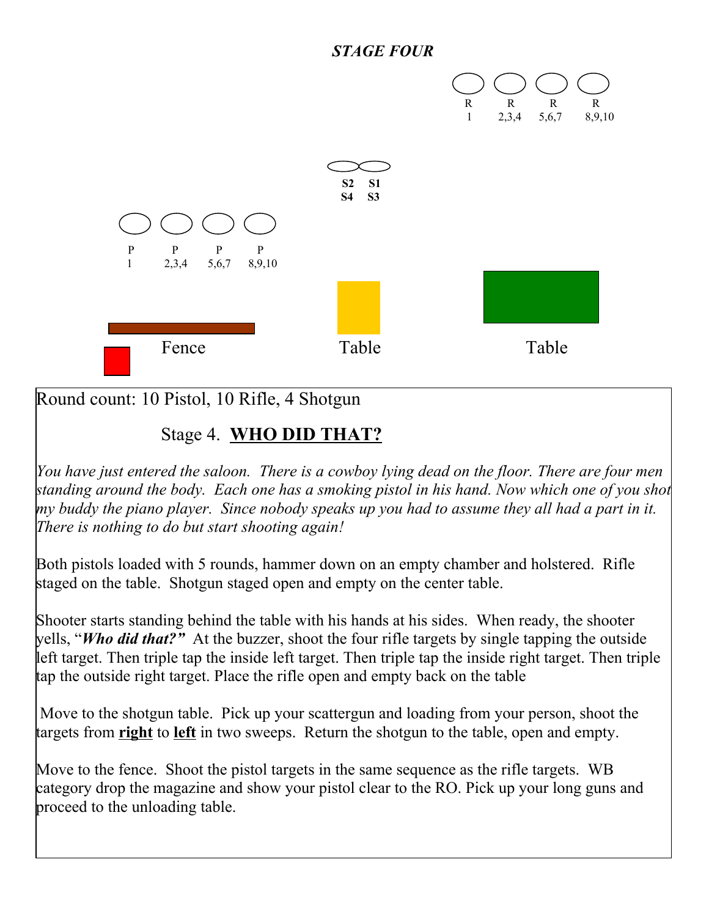## *STAGE FOUR*

R 1 &nbsp;&nbsp; R 2,3,4 &nbsp;&nbsp; R 5,6,7 &nbsp;&nbsp; R 8,9,10

**S2** **S1**
**S4** **S3**

P 1 &nbsp;&nbsp; P 2,3,4 &nbsp;&nbsp; P 5,6,7 &nbsp;&nbsp; P 8,9,10

Fence &nbsp;&nbsp; Table &nbsp;&nbsp; Table

Round count: 10 Pistol, 10 Rifle, 4 Shotgun

### Stage 4. **<u>WHO DID THAT?</u>**

*You have just entered the saloon. There is a cowboy lying dead on the floor. There are four men standing around the body. Each one has a smoking pistol in his hand. Now which one of you shot my buddy the piano player. Since nobody speaks up you had to assume they all had a part in it. There is nothing to do but start shooting again!*

Both pistols loaded with 5 rounds, hammer down on an empty chamber and holstered. Rifle staged on the table. Shotgun staged open and empty on the center table.

Shooter starts standing behind the table with his hands at his sides. When ready, the shooter yells, "***Who did that?"*** At the buzzer, shoot the four rifle targets by single tapping the outside left target. Then triple tap the inside left target. Then triple tap the inside right target. Then triple tap the outside right target. Place the rifle open and empty back on the table

Move to the shotgun table. Pick up your scattergun and loading from your person, shoot the targets from **<u>right</u>** to **<u>left</u>** in two sweeps. Return the shotgun to the table, open and empty.

Move to the fence. Shoot the pistol targets in the same sequence as the rifle targets. WB category drop the magazine and show your pistol clear to the RO. Pick up your long guns and proceed to the unloading table.